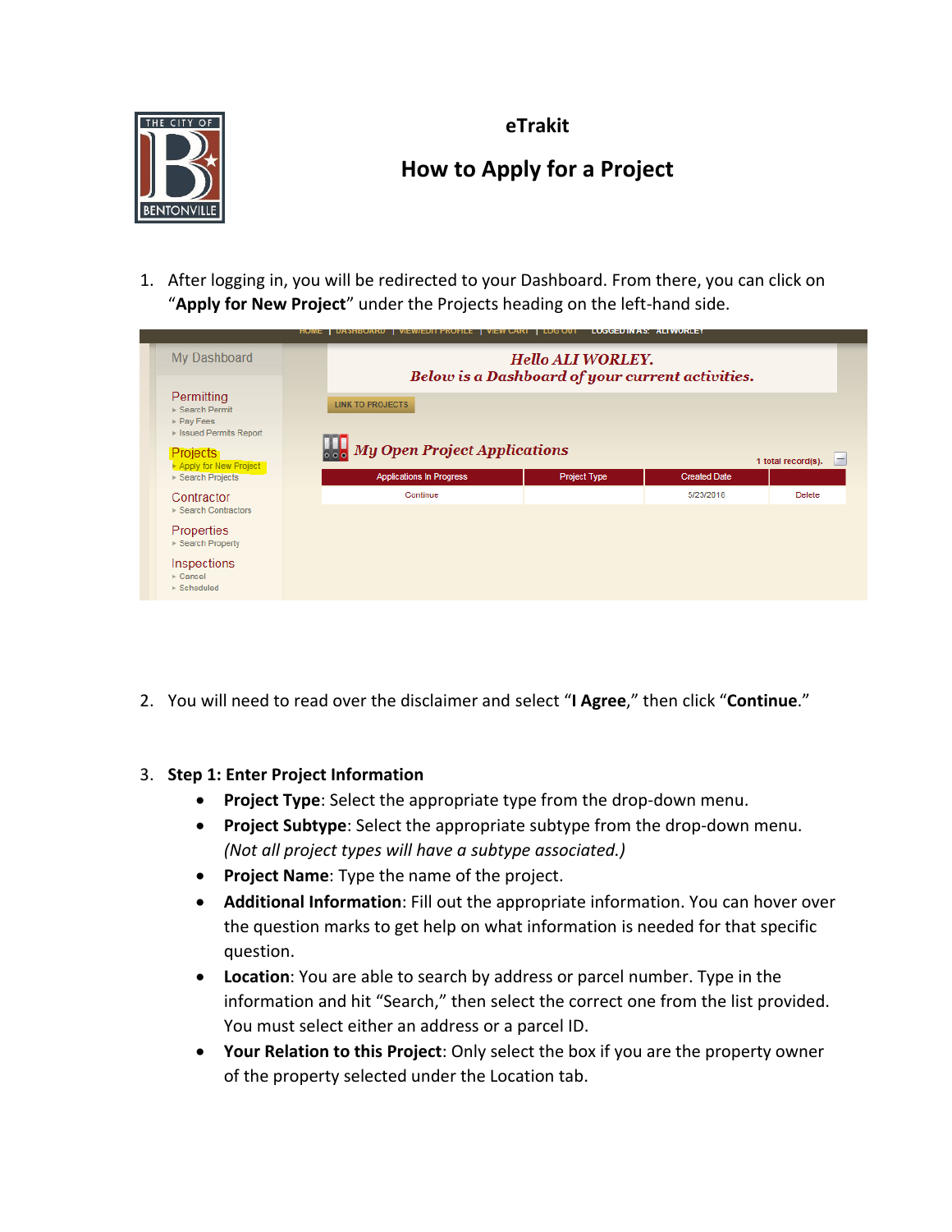# eTrakit

## How to Apply for a Project

1. After logging in, you will be redirected to your Dashboard. From there, you can click on "**Apply for New Project**" under the Projects heading on the left-hand side.

2. You will need to read over the disclaimer and select "**I Agree**," then click "**Continue**."

3. **Step 1: Enter Project Information**
   - **Project Type**: Select the appropriate type from the drop-down menu.
   - **Project Subtype**: Select the appropriate subtype from the drop-down menu. *(Not all project types will have a subtype associated.)*
   - **Project Name**: Type the name of the project.
   - **Additional Information**: Fill out the appropriate information. You can hover over the question marks to get help on what information is needed for that specific question.
   - **Location**: You are able to search by address or parcel number. Type in the information and hit "Search," then select the correct one from the list provided. You must select either an address or a parcel ID.
   - **Your Relation to this Project**: Only select the box if you are the property owner of the property selected under the Location tab.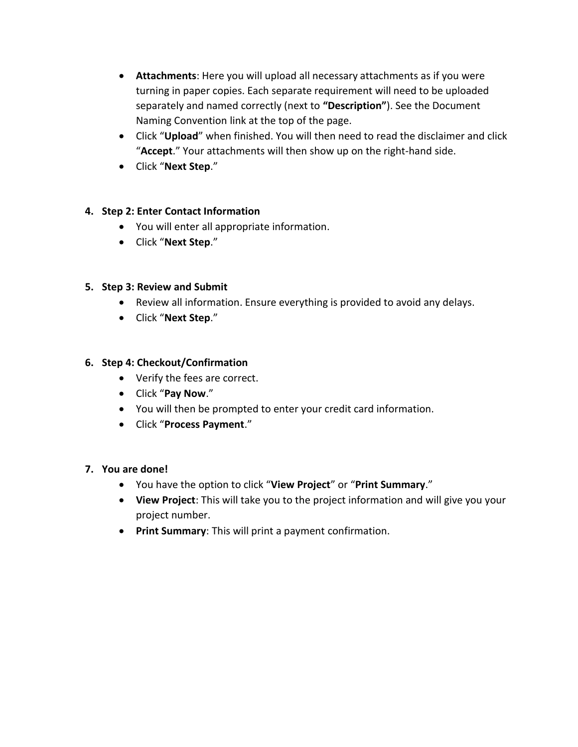- **Attachments**: Here you will upload all necessary attachments as if you were turning in paper copies. Each separate requirement will need to be uploaded separately and named correctly (next to **"Description"**). See the Document Naming Convention link at the top of the page.
- Click "**Upload**" when finished. You will then need to read the disclaimer and click "**Accept**." Your attachments will then show up on the right-hand side.
- Click "**Next Step**."

4. **Step 2: Enter Contact Information**
   - You will enter all appropriate information.
   - Click "**Next Step**."

5. **Step 3: Review and Submit**
   - Review all information. Ensure everything is provided to avoid any delays.
   - Click "**Next Step**."

6. **Step 4: Checkout/Confirmation**
   - Verify the fees are correct.
   - Click "**Pay Now**."
   - You will then be prompted to enter your credit card information.
   - Click "**Process Payment**."

7. **You are done!**
   - You have the option to click "**View Project**" or "**Print Summary**."
   - **View Project**: This will take you to the project information and will give you your project number.
   - **Print Summary**: This will print a payment confirmation.